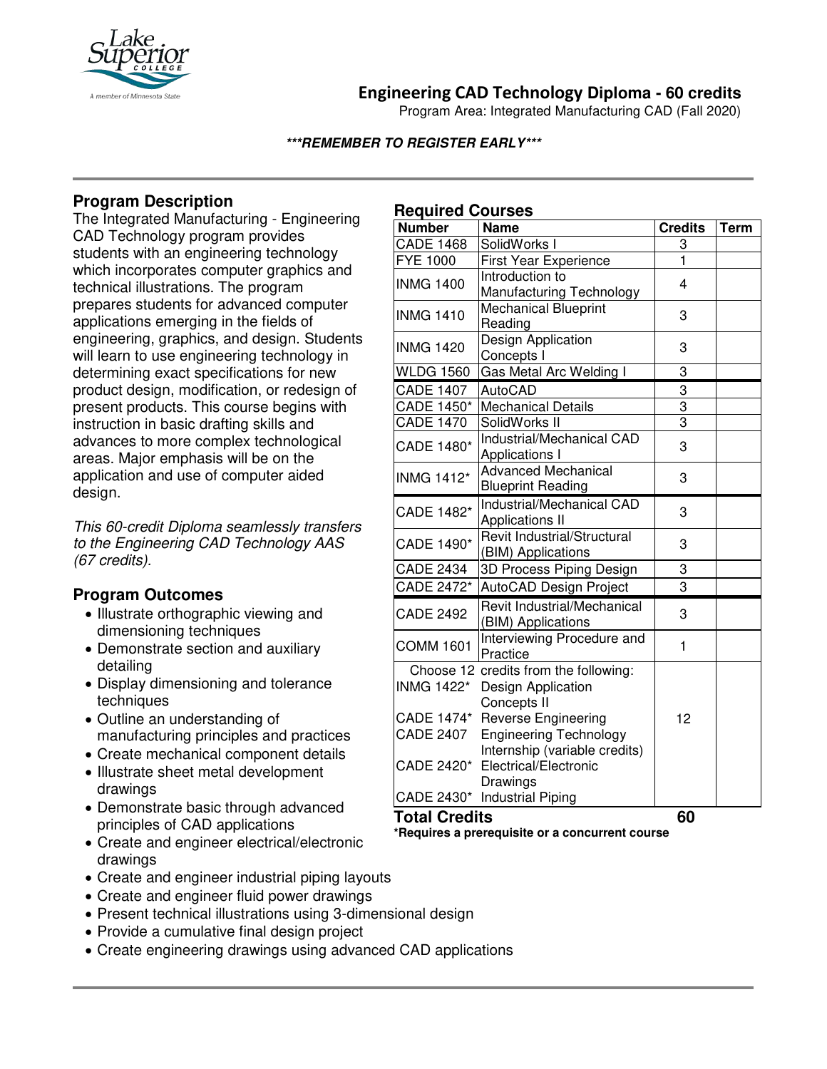# Engineering CAD Technology Diploma - 60 credits

Program Area: Integrated Manufacturing CAD (Fall 2020)

***REMEMBER TO REGISTER EARLY***

## Program Description

The Integrated Manufacturing - Engineering CAD Technology program provides students with an engineering technology which incorporates computer graphics and technical illustrations. The program prepares students for advanced computer applications emerging in the fields of engineering, graphics, and design. Students will learn to use engineering technology in determining exact specifications for new product design, modification, or redesign of present products. This course begins with instruction in basic drafting skills and advances to more complex technological areas. Major emphasis will be on the application and use of computer aided design.

*This 60-credit Diploma seamlessly transfers to the Engineering CAD Technology AAS (67 credits).*

## Program Outcomes

- Illustrate orthographic viewing and dimensioning techniques
- Demonstrate section and auxiliary detailing
- Display dimensioning and tolerance techniques
- Outline an understanding of manufacturing principles and practices
- Create mechanical component details
- Illustrate sheet metal development drawings
- Demonstrate basic through advanced principles of CAD applications
- Create and engineer electrical/electronic drawings
- Create and engineer industrial piping layouts
- Create and engineer fluid power drawings
- Present technical illustrations using 3-dimensional design
- Provide a cumulative final design project
- Create engineering drawings using advanced CAD applications

## Required Courses

| Number | Name | Credits | Term |
|---|---|---|---|
| CADE 1468 | SolidWorks I | 3 | |
| FYE 1000 | First Year Experience | 1 | |
| INMG 1400 | Introduction to Manufacturing Technology | 4 | |
| INMG 1410 | Mechanical Blueprint Reading | 3 | |
| INMG 1420 | Design Application Concepts I | 3 | |
| WLDG 1560 | Gas Metal Arc Welding I | 3 | |
| CADE 1407 | AutoCAD | 3 | |
| CADE 1450* | Mechanical Details | 3 | |
| CADE 1470 | SolidWorks II | 3 | |
| CADE 1480* | Industrial/Mechanical CAD Applications I | 3 | |
| INMG 1412* | Advanced Mechanical Blueprint Reading | 3 | |
| CADE 1482* | Industrial/Mechanical CAD Applications II | 3 | |
| CADE 1490* | Revit Industrial/Structural (BIM) Applications | 3 | |
| CADE 2434 | 3D Process Piping Design | 3 | |
| CADE 2472* | AutoCAD Design Project | 3 | |
| CADE 2492 | Revit Industrial/Mechanical (BIM) Applications | 3 | |
| COMM 1601 | Interviewing Procedure and Practice | 1 | |
| Choose 12 credits from the following: | | 12 | |
| INMG 1422* | Design Application Concepts II | | |
| CADE 1474* | Reverse Engineering | | |
| CADE 2407 | Engineering Technology Internship (variable credits) | | |
| CADE 2420* | Electrical/Electronic Drawings | | |
| CADE 2430* | Industrial Piping | | |
| **Total Credits** | | **60** | |

**\*Requires a prerequisite or a concurrent course**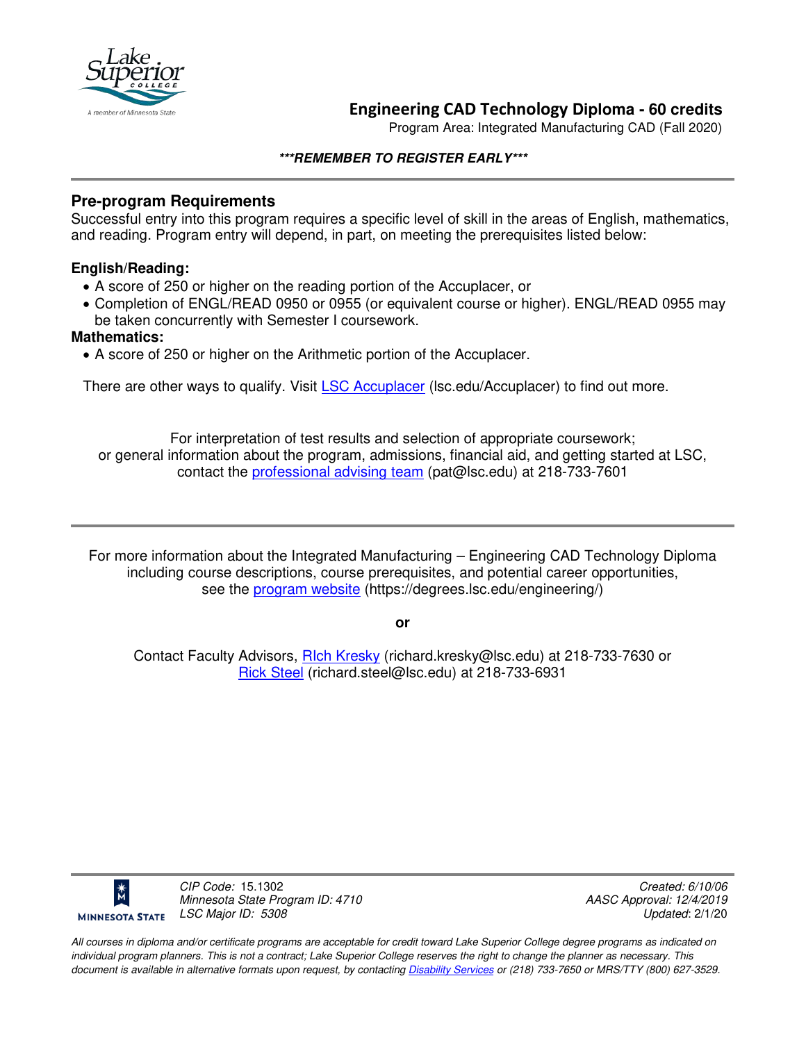## Engineering CAD Technology Diploma - 60 credits

Program Area: Integrated Manufacturing CAD (Fall 2020)

***REMEMBER TO REGISTER EARLY***

## Pre-program Requirements

Successful entry into this program requires a specific level of skill in the areas of English, mathematics, and reading. Program entry will depend, in part, on meeting the prerequisites listed below:

**English/Reading:**

- A score of 250 or higher on the reading portion of the Accuplacer, or
- Completion of ENGL/READ 0950 or 0955 (or equivalent course or higher). ENGL/READ 0955 may be taken concurrently with Semester I coursework.

**Mathematics:**

- A score of 250 or higher on the Arithmetic portion of the Accuplacer.

There are other ways to qualify. Visit LSC Accuplacer (lsc.edu/Accuplacer) to find out more.

For interpretation of test results and selection of appropriate coursework; or general information about the program, admissions, financial aid, and getting started at LSC, contact the professional advising team (pat@lsc.edu) at 218-733-7601

For more information about the Integrated Manufacturing – Engineering CAD Technology Diploma including course descriptions, course prerequisites, and potential career opportunities, see the program website (https://degrees.lsc.edu/engineering/)

**or**

Contact Faculty Advisors, RIch Kresky (richard.kresky@lsc.edu) at 218-733-7630 or Rick Steel (richard.steel@lsc.edu) at 218-733-6931

*CIP Code:* 15.1302
*Minnesota State Program ID: 4710*
*LSC Major ID: 5308*

*Created: 6/10/06*
*AASC Approval: 12/4/2019*
*Updated*: 2/1/20

*All courses in diploma and/or certificate programs are acceptable for credit toward Lake Superior College degree programs as indicated on individual program planners. This is not a contract; Lake Superior College reserves the right to change the planner as necessary. This document is available in alternative formats upon request, by contacting Disability Services or (218) 733-7650 or MRS/TTY (800) 627-3529.*